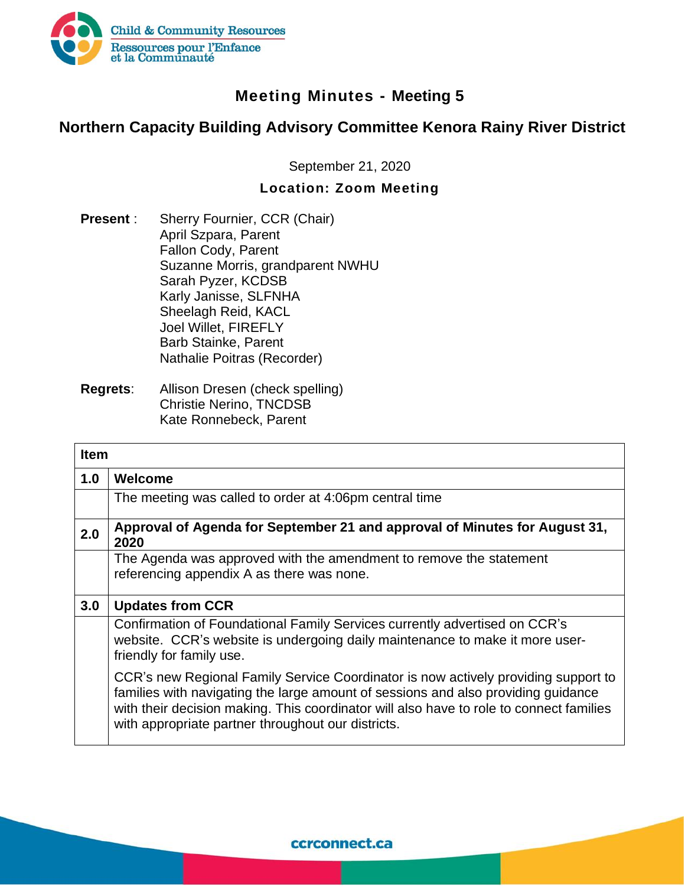Child & Community Resources
Ressources pour l'Enfance et la Communauté

# Meeting Minutes - Meeting 5

## Northern Capacity Building Advisory Committee Kenora Rainy River District

September 21, 2020

**Location: Zoom Meeting**

**Present** : Sherry Fournier, CCR (Chair)
April Szpara, Parent
Fallon Cody, Parent
Suzanne Morris, grandparent NWHU
Sarah Pyzer, KCDSB
Karly Janisse, SLFNHA
Sheelagh Reid, KACL
Joel Willet, FIREFLY
Barb Stainke, Parent
Nathalie Poitras (Recorder)

**Regrets**: Allison Dresen (check spelling)
Christie Nerino, TNCDSB
Kate Ronnebeck, Parent

| Item | |
|---|---|
| **1.0** | **Welcome** |
| | The meeting was called to order at 4:06pm central time |
| **2.0** | **Approval of Agenda for September 21 and approval of Minutes for August 31, 2020** |
| | The Agenda was approved with the amendment to remove the statement referencing appendix A as there was none. |
| **3.0** | **Updates from CCR** |
| | Confirmation of Foundational Family Services currently advertised on CCR's website. CCR's website is undergoing daily maintenance to make it more user-friendly for family use.<br><br>CCR's new Regional Family Service Coordinator is now actively providing support to families with navigating the large amount of sessions and also providing guidance with their decision making. This coordinator will also have to role to connect families with appropriate partner throughout our districts. |

ccrconnect.ca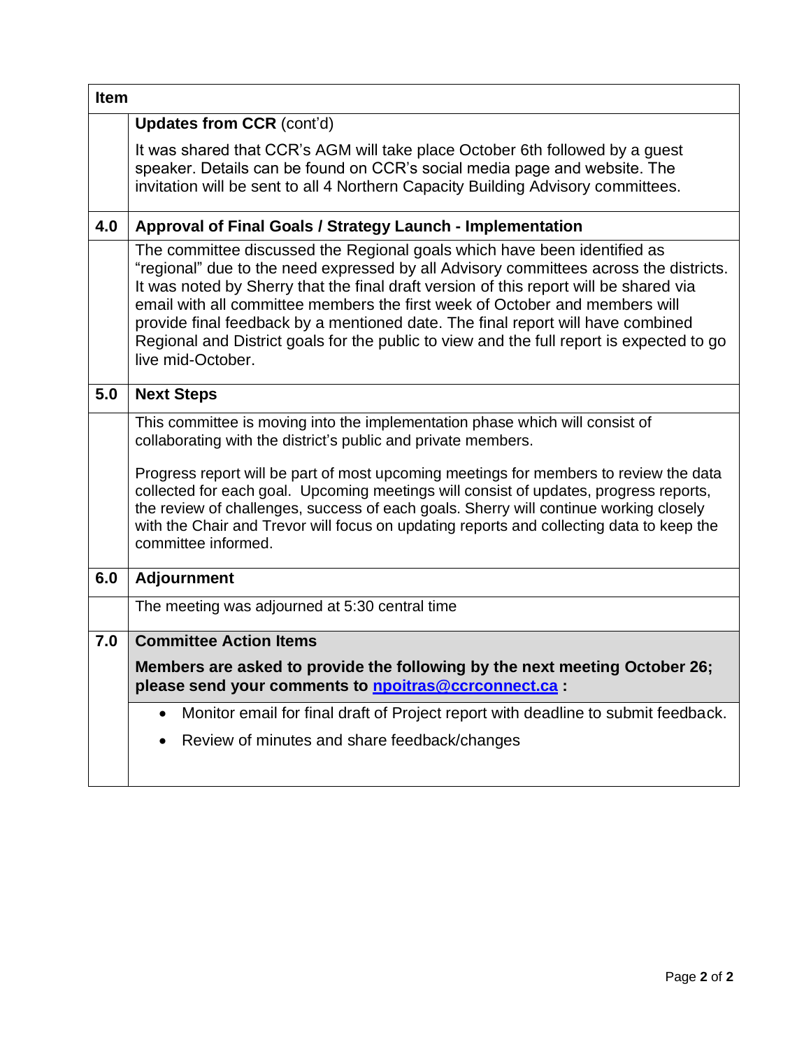| Item | |
|---|---|
| | **Updates from CCR** (cont'd)<br><br>It was shared that CCR's AGM will take place October 6th followed by a guest speaker. Details can be found on CCR's social media page and website. The invitation will be sent to all 4 Northern Capacity Building Advisory committees. |
| **4.0** | **Approval of Final Goals / Strategy Launch - Implementation** |
| | The committee discussed the Regional goals which have been identified as "regional" due to the need expressed by all Advisory committees across the districts. It was noted by Sherry that the final draft version of this report will be shared via email with all committee members the first week of October and members will provide final feedback by a mentioned date. The final report will have combined Regional and District goals for the public to view and the full report is expected to go live mid-October. |
| **5.0** | **Next Steps** |
| | This committee is moving into the implementation phase which will consist of collaborating with the district's public and private members.<br><br>Progress report will be part of most upcoming meetings for members to review the data collected for each goal. Upcoming meetings will consist of updates, progress reports, the review of challenges, success of each goals. Sherry will continue working closely with the Chair and Trevor will focus on updating reports and collecting data to keep the committee informed. |
| **6.0** | **Adjournment** |
| | The meeting was adjourned at 5:30 central time |
| **7.0** | **Committee Action Items**<br><br>**Members are asked to provide the following by the next meeting October 26; please send your comments to [npoitras@ccrconnect.ca](mailto:npoitras@ccrconnect.ca) :** |
| | • Monitor email for final draft of Project report with deadline to submit feedback.<br>• Review of minutes and share feedback/changes |